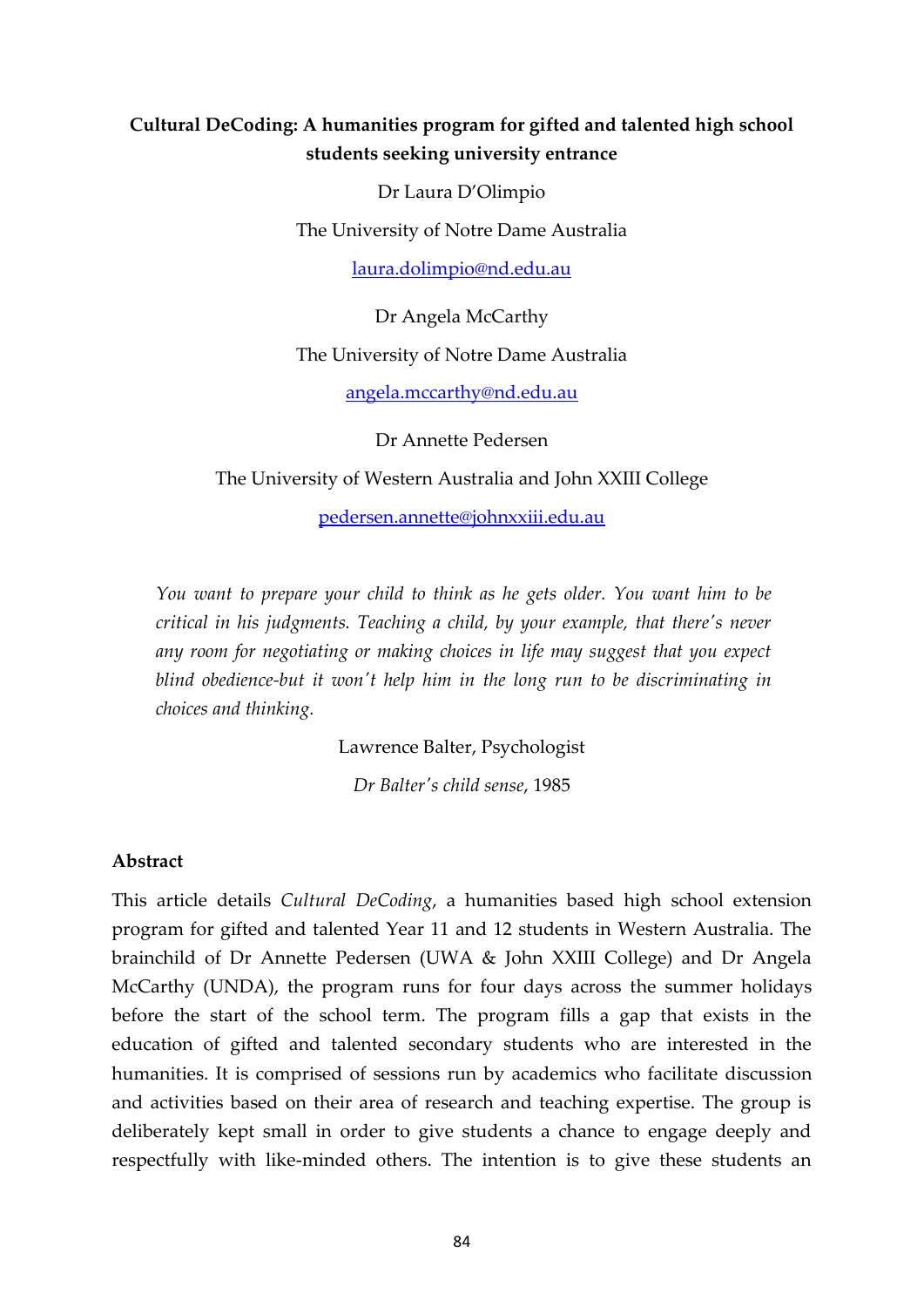# Cultural DeCoding: A humanities program for gifted and talented high school students seeking university entrance

Dr Laura D'Olimpio

The University of Notre Dame Australia

laura.dolimpio@nd.edu.au

Dr Angela McCarthy

The University of Notre Dame Australia

angela.mccarthy@nd.edu.au

Dr Annette Pedersen

The University of Western Australia and John XXIII College

pedersen.annette@johnxxiii.edu.au

> *You want to prepare your child to think as he gets older. You want him to be critical in his judgments. Teaching a child, by your example, that there's never any room for negotiating or making choices in life may suggest that you expect blind obedience-but it won't help him in the long run to be discriminating in choices and thinking.*
>
> Lawrence Balter, Psychologist
>
> *Dr Balter's child sense*, 1985

## Abstract

This article details *Cultural DeCoding*, a humanities based high school extension program for gifted and talented Year 11 and 12 students in Western Australia. The brainchild of Dr Annette Pedersen (UWA & John XXIII College) and Dr Angela McCarthy (UNDA), the program runs for four days across the summer holidays before the start of the school term. The program fills a gap that exists in the education of gifted and talented secondary students who are interested in the humanities. It is comprised of sessions run by academics who facilitate discussion and activities based on their area of research and teaching expertise. The group is deliberately kept small in order to give students a chance to engage deeply and respectfully with like-minded others. The intention is to give these students an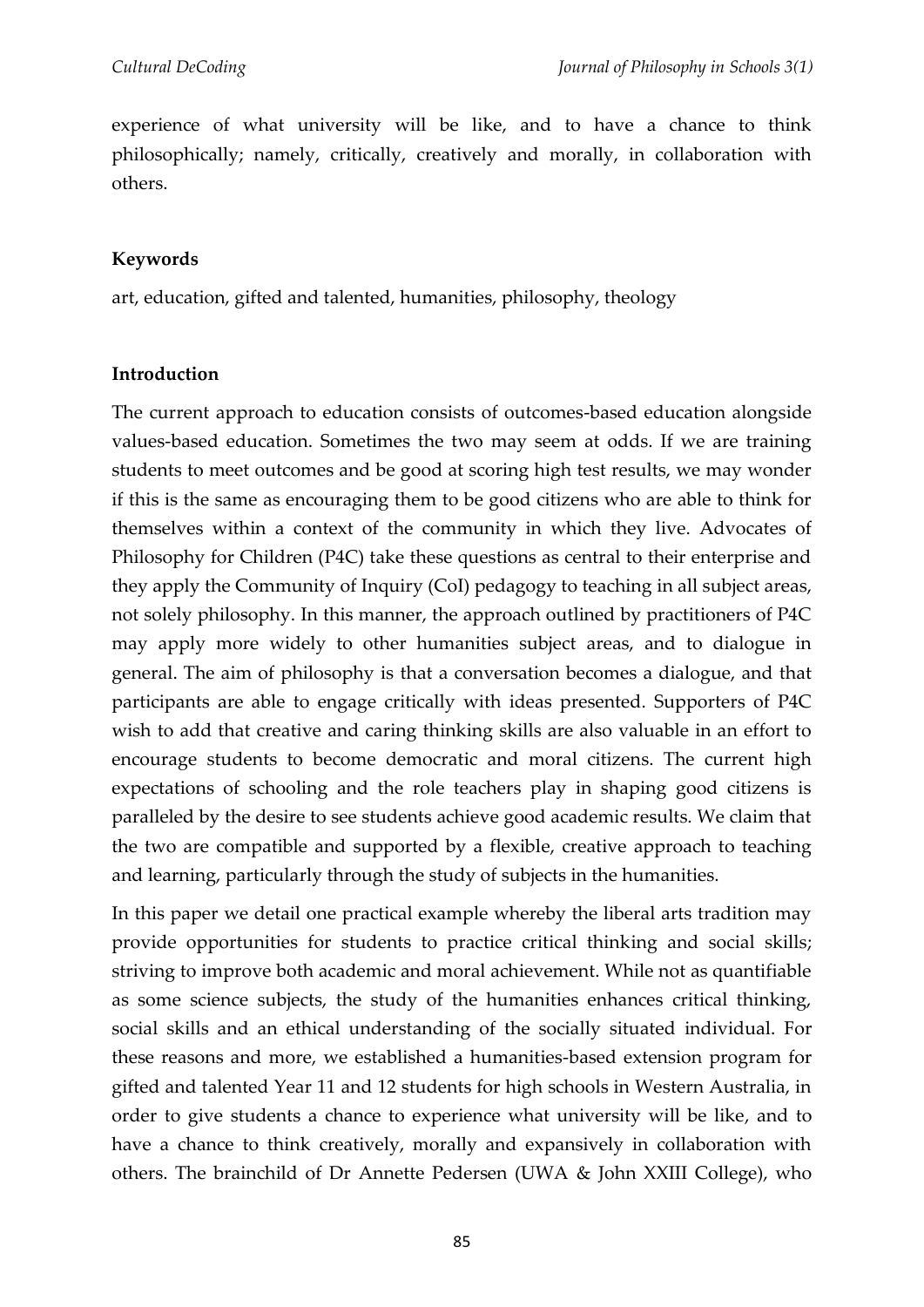experience of what university will be like, and to have a chance to think philosophically; namely, critically, creatively and morally, in collaboration with others.

## Keywords

art, education, gifted and talented, humanities, philosophy, theology

## Introduction

The current approach to education consists of outcomes-based education alongside values-based education. Sometimes the two may seem at odds. If we are training students to meet outcomes and be good at scoring high test results, we may wonder if this is the same as encouraging them to be good citizens who are able to think for themselves within a context of the community in which they live. Advocates of Philosophy for Children (P4C) take these questions as central to their enterprise and they apply the Community of Inquiry (CoI) pedagogy to teaching in all subject areas, not solely philosophy. In this manner, the approach outlined by practitioners of P4C may apply more widely to other humanities subject areas, and to dialogue in general. The aim of philosophy is that a conversation becomes a dialogue, and that participants are able to engage critically with ideas presented. Supporters of P4C wish to add that creative and caring thinking skills are also valuable in an effort to encourage students to become democratic and moral citizens. The current high expectations of schooling and the role teachers play in shaping good citizens is paralleled by the desire to see students achieve good academic results. We claim that the two are compatible and supported by a flexible, creative approach to teaching and learning, particularly through the study of subjects in the humanities.

In this paper we detail one practical example whereby the liberal arts tradition may provide opportunities for students to practice critical thinking and social skills; striving to improve both academic and moral achievement. While not as quantifiable as some science subjects, the study of the humanities enhances critical thinking, social skills and an ethical understanding of the socially situated individual. For these reasons and more, we established a humanities-based extension program for gifted and talented Year 11 and 12 students for high schools in Western Australia, in order to give students a chance to experience what university will be like, and to have a chance to think creatively, morally and expansively in collaboration with others. The brainchild of Dr Annette Pedersen (UWA & John XXIII College), who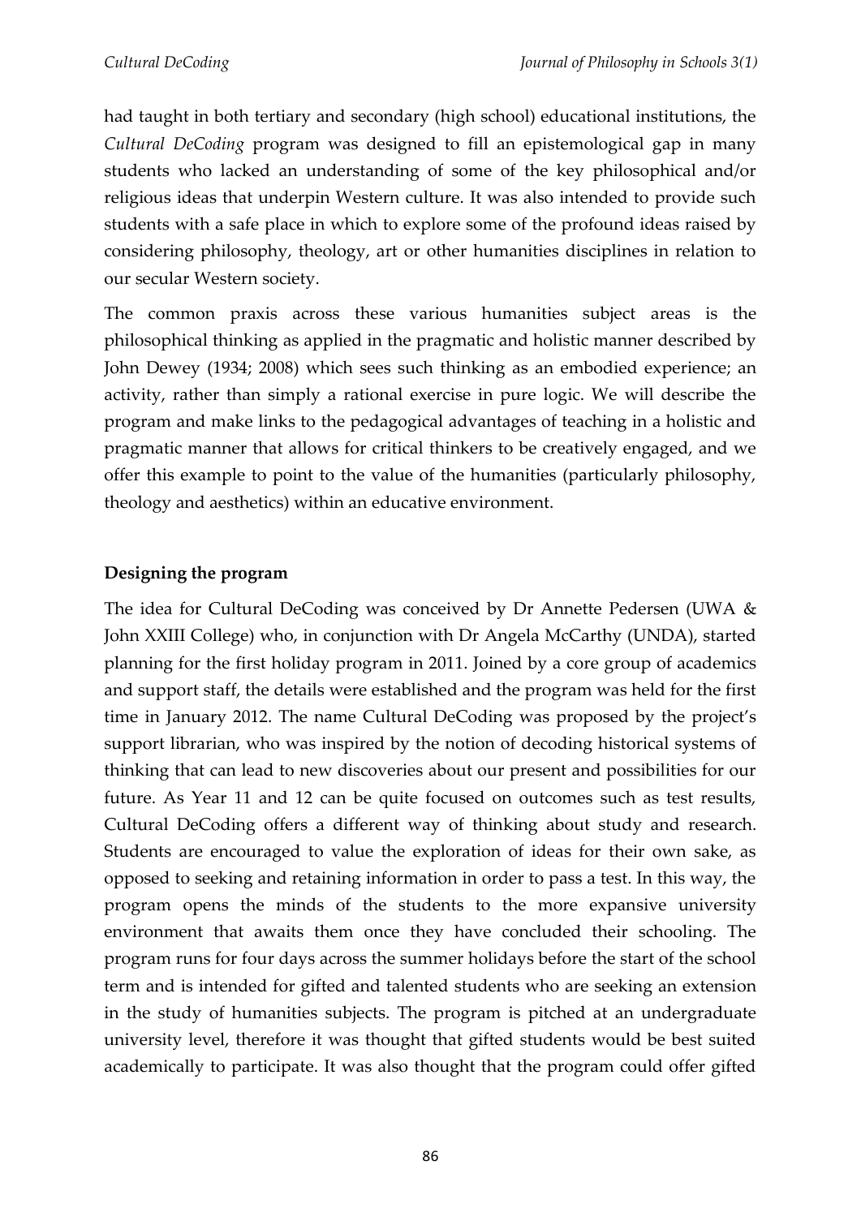had taught in both tertiary and secondary (high school) educational institutions, the *Cultural DeCoding* program was designed to fill an epistemological gap in many students who lacked an understanding of some of the key philosophical and/or religious ideas that underpin Western culture. It was also intended to provide such students with a safe place in which to explore some of the profound ideas raised by considering philosophy, theology, art or other humanities disciplines in relation to our secular Western society.

The common praxis across these various humanities subject areas is the philosophical thinking as applied in the pragmatic and holistic manner described by John Dewey (1934; 2008) which sees such thinking as an embodied experience; an activity, rather than simply a rational exercise in pure logic. We will describe the program and make links to the pedagogical advantages of teaching in a holistic and pragmatic manner that allows for critical thinkers to be creatively engaged, and we offer this example to point to the value of the humanities (particularly philosophy, theology and aesthetics) within an educative environment.

## Designing the program

The idea for Cultural DeCoding was conceived by Dr Annette Pedersen (UWA & John XXIII College) who, in conjunction with Dr Angela McCarthy (UNDA), started planning for the first holiday program in 2011. Joined by a core group of academics and support staff, the details were established and the program was held for the first time in January 2012. The name Cultural DeCoding was proposed by the project's support librarian, who was inspired by the notion of decoding historical systems of thinking that can lead to new discoveries about our present and possibilities for our future. As Year 11 and 12 can be quite focused on outcomes such as test results, Cultural DeCoding offers a different way of thinking about study and research. Students are encouraged to value the exploration of ideas for their own sake, as opposed to seeking and retaining information in order to pass a test. In this way, the program opens the minds of the students to the more expansive university environment that awaits them once they have concluded their schooling. The program runs for four days across the summer holidays before the start of the school term and is intended for gifted and talented students who are seeking an extension in the study of humanities subjects. The program is pitched at an undergraduate university level, therefore it was thought that gifted students would be best suited academically to participate. It was also thought that the program could offer gifted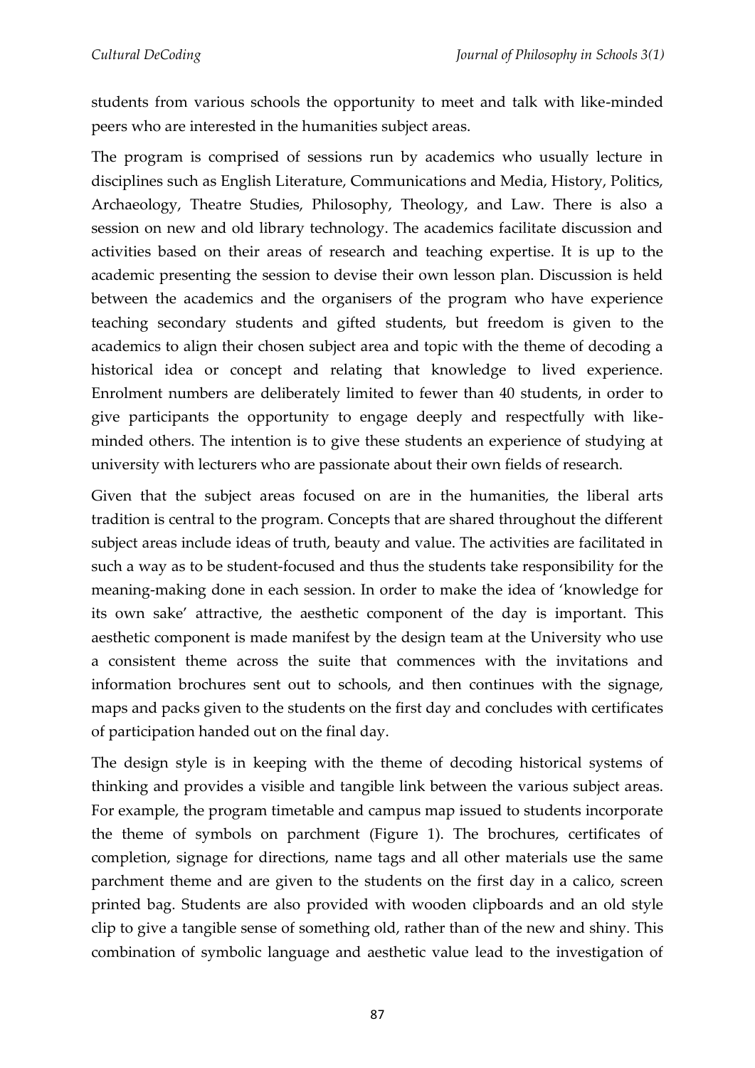students from various schools the opportunity to meet and talk with like-minded peers who are interested in the humanities subject areas.

The program is comprised of sessions run by academics who usually lecture in disciplines such as English Literature, Communications and Media, History, Politics, Archaeology, Theatre Studies, Philosophy, Theology, and Law. There is also a session on new and old library technology. The academics facilitate discussion and activities based on their areas of research and teaching expertise. It is up to the academic presenting the session to devise their own lesson plan. Discussion is held between the academics and the organisers of the program who have experience teaching secondary students and gifted students, but freedom is given to the academics to align their chosen subject area and topic with the theme of decoding a historical idea or concept and relating that knowledge to lived experience. Enrolment numbers are deliberately limited to fewer than 40 students, in order to give participants the opportunity to engage deeply and respectfully with like-minded others. The intention is to give these students an experience of studying at university with lecturers who are passionate about their own fields of research.

Given that the subject areas focused on are in the humanities, the liberal arts tradition is central to the program. Concepts that are shared throughout the different subject areas include ideas of truth, beauty and value. The activities are facilitated in such a way as to be student-focused and thus the students take responsibility for the meaning-making done in each session. In order to make the idea of 'knowledge for its own sake' attractive, the aesthetic component of the day is important. This aesthetic component is made manifest by the design team at the University who use a consistent theme across the suite that commences with the invitations and information brochures sent out to schools, and then continues with the signage, maps and packs given to the students on the first day and concludes with certificates of participation handed out on the final day.

The design style is in keeping with the theme of decoding historical systems of thinking and provides a visible and tangible link between the various subject areas. For example, the program timetable and campus map issued to students incorporate the theme of symbols on parchment (Figure 1). The brochures, certificates of completion, signage for directions, name tags and all other materials use the same parchment theme and are given to the students on the first day in a calico, screen printed bag. Students are also provided with wooden clipboards and an old style clip to give a tangible sense of something old, rather than of the new and shiny. This combination of symbolic language and aesthetic value lead to the investigation of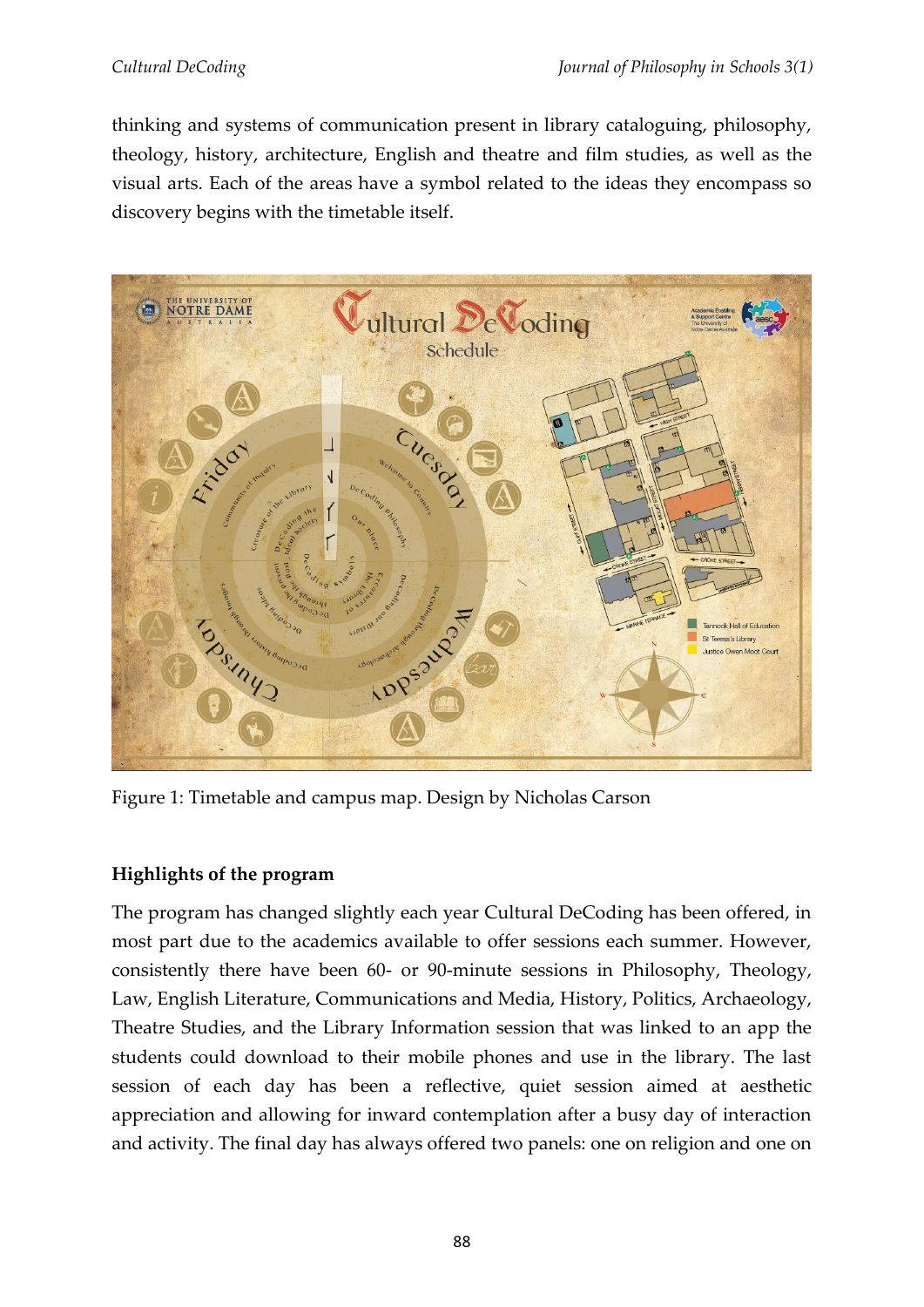thinking and systems of communication present in library cataloguing, philosophy, theology, history, architecture, English and theatre and film studies, as well as the visual arts. Each of the areas have a symbol related to the ideas they encompass so discovery begins with the timetable itself.

Figure 1: Timetable and campus map. Design by Nicholas Carson

**Highlights of the program**

The program has changed slightly each year Cultural DeCoding has been offered, in most part due to the academics available to offer sessions each summer. However, consistently there have been 60- or 90-minute sessions in Philosophy, Theology, Law, English Literature, Communications and Media, History, Politics, Archaeology, Theatre Studies, and the Library Information session that was linked to an app the students could download to their mobile phones and use in the library. The last session of each day has been a reflective, quiet session aimed at aesthetic appreciation and allowing for inward contemplation after a busy day of interaction and activity. The final day has always offered two panels: one on religion and one on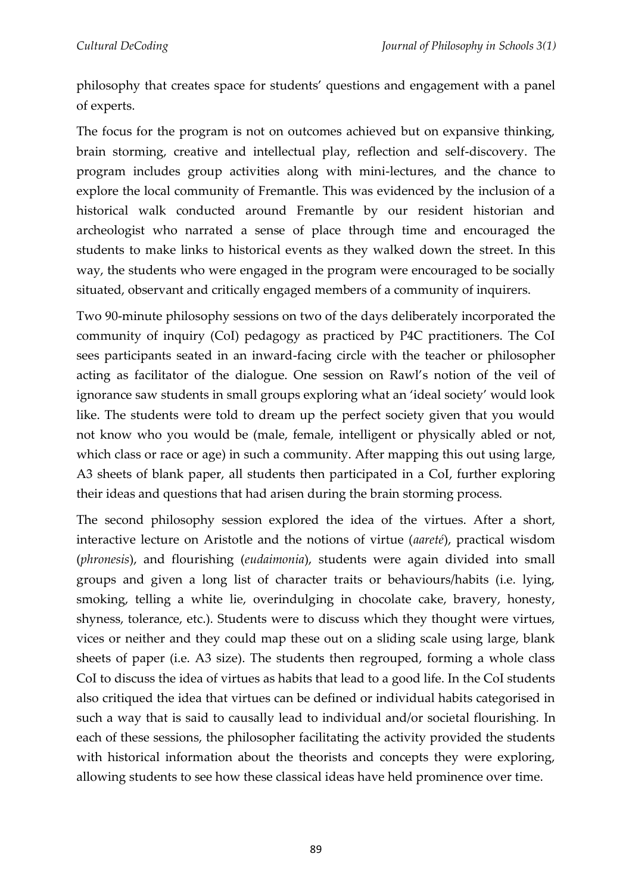philosophy that creates space for students' questions and engagement with a panel of experts.

The focus for the program is not on outcomes achieved but on expansive thinking, brain storming, creative and intellectual play, reflection and self-discovery. The program includes group activities along with mini-lectures, and the chance to explore the local community of Fremantle. This was evidenced by the inclusion of a historical walk conducted around Fremantle by our resident historian and archeologist who narrated a sense of place through time and encouraged the students to make links to historical events as they walked down the street. In this way, the students who were engaged in the program were encouraged to be socially situated, observant and critically engaged members of a community of inquirers.

Two 90-minute philosophy sessions on two of the days deliberately incorporated the community of inquiry (CoI) pedagogy as practiced by P4C practitioners. The CoI sees participants seated in an inward-facing circle with the teacher or philosopher acting as facilitator of the dialogue. One session on Rawl's notion of the veil of ignorance saw students in small groups exploring what an 'ideal society' would look like. The students were told to dream up the perfect society given that you would not know who you would be (male, female, intelligent or physically abled or not, which class or race or age) in such a community. After mapping this out using large, A3 sheets of blank paper, all students then participated in a CoI, further exploring their ideas and questions that had arisen during the brain storming process.

The second philosophy session explored the idea of the virtues. After a short, interactive lecture on Aristotle and the notions of virtue (*aareté*), practical wisdom (*phronesis*), and flourishing (*eudaimonia*), students were again divided into small groups and given a long list of character traits or behaviours/habits (i.e. lying, smoking, telling a white lie, overindulging in chocolate cake, bravery, honesty, shyness, tolerance, etc.). Students were to discuss which they thought were virtues, vices or neither and they could map these out on a sliding scale using large, blank sheets of paper (i.e. A3 size). The students then regrouped, forming a whole class CoI to discuss the idea of virtues as habits that lead to a good life. In the CoI students also critiqued the idea that virtues can be defined or individual habits categorised in such a way that is said to causally lead to individual and/or societal flourishing. In each of these sessions, the philosopher facilitating the activity provided the students with historical information about the theorists and concepts they were exploring, allowing students to see how these classical ideas have held prominence over time.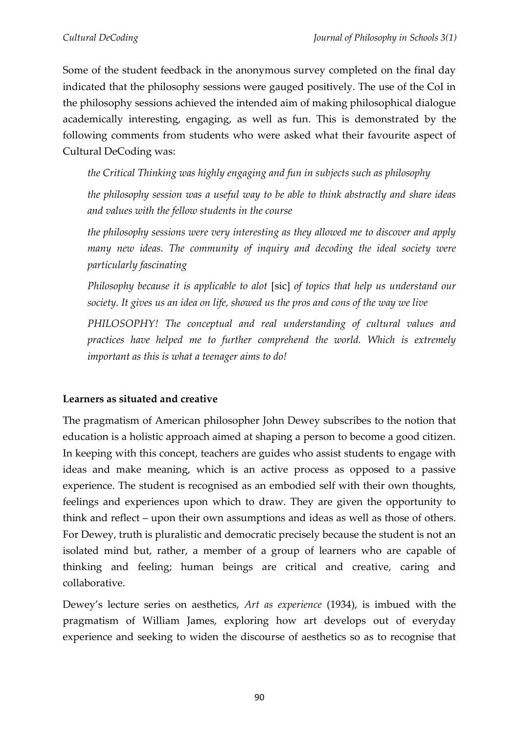Some of the student feedback in the anonymous survey completed on the final day indicated that the philosophy sessions were gauged positively. The use of the CoI in the philosophy sessions achieved the intended aim of making philosophical dialogue academically interesting, engaging, as well as fun. This is demonstrated by the following comments from students who were asked what their favourite aspect of Cultural DeCoding was:

> *the Critical Thinking was highly engaging and fun in subjects such as philosophy*
>
> *the philosophy session was a useful way to be able to think abstractly and share ideas and values with the fellow students in the course*
>
> *the philosophy sessions were very interesting as they allowed me to discover and apply many new ideas. The community of inquiry and decoding the ideal society were particularly fascinating*
>
> *Philosophy because it is applicable to alot* [sic] *of topics that help us understand our society. It gives us an idea on life, showed us the pros and cons of the way we live*
>
> *PHILOSOPHY! The conceptual and real understanding of cultural values and practices have helped me to further comprehend the world. Which is extremely important as this is what a teenager aims to do!*

**Learners as situated and creative**

The pragmatism of American philosopher John Dewey subscribes to the notion that education is a holistic approach aimed at shaping a person to become a good citizen. In keeping with this concept, teachers are guides who assist students to engage with ideas and make meaning, which is an active process as opposed to a passive experience. The student is recognised as an embodied self with their own thoughts, feelings and experiences upon which to draw. They are given the opportunity to think and reflect – upon their own assumptions and ideas as well as those of others. For Dewey, truth is pluralistic and democratic precisely because the student is not an isolated mind but, rather, a member of a group of learners who are capable of thinking and feeling; human beings are critical and creative, caring and collaborative.

Dewey's lecture series on aesthetics, *Art as experience* (1934), is imbued with the pragmatism of William James, exploring how art develops out of everyday experience and seeking to widen the discourse of aesthetics so as to recognise that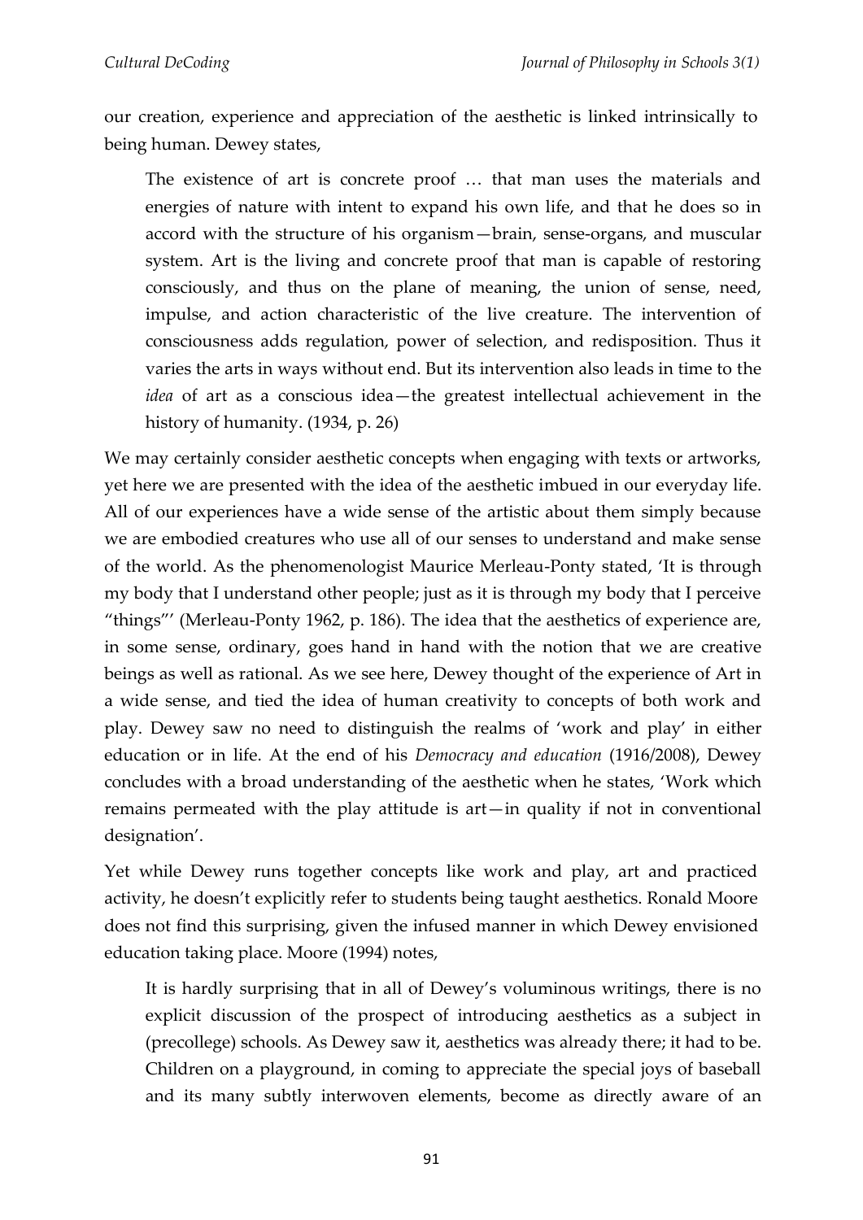our creation, experience and appreciation of the aesthetic is linked intrinsically to being human. Dewey states,

> The existence of art is concrete proof … that man uses the materials and energies of nature with intent to expand his own life, and that he does so in accord with the structure of his organism—brain, sense-organs, and muscular system. Art is the living and concrete proof that man is capable of restoring consciously, and thus on the plane of meaning, the union of sense, need, impulse, and action characteristic of the live creature. The intervention of consciousness adds regulation, power of selection, and redisposition. Thus it varies the arts in ways without end. But its intervention also leads in time to the *idea* of art as a conscious idea—the greatest intellectual achievement in the history of humanity. (1934, p. 26)

We may certainly consider aesthetic concepts when engaging with texts or artworks, yet here we are presented with the idea of the aesthetic imbued in our everyday life. All of our experiences have a wide sense of the artistic about them simply because we are embodied creatures who use all of our senses to understand and make sense of the world. As the phenomenologist Maurice Merleau-Ponty stated, 'It is through my body that I understand other people; just as it is through my body that I perceive "things"' (Merleau-Ponty 1962, p. 186). The idea that the aesthetics of experience are, in some sense, ordinary, goes hand in hand with the notion that we are creative beings as well as rational. As we see here, Dewey thought of the experience of Art in a wide sense, and tied the idea of human creativity to concepts of both work and play. Dewey saw no need to distinguish the realms of 'work and play' in either education or in life. At the end of his *Democracy and education* (1916/2008), Dewey concludes with a broad understanding of the aesthetic when he states, 'Work which remains permeated with the play attitude is art—in quality if not in conventional designation'.

Yet while Dewey runs together concepts like work and play, art and practiced activity, he doesn't explicitly refer to students being taught aesthetics. Ronald Moore does not find this surprising, given the infused manner in which Dewey envisioned education taking place. Moore (1994) notes,

> It is hardly surprising that in all of Dewey's voluminous writings, there is no explicit discussion of the prospect of introducing aesthetics as a subject in (precollege) schools. As Dewey saw it, aesthetics was already there; it had to be. Children on a playground, in coming to appreciate the special joys of baseball and its many subtly interwoven elements, become as directly aware of an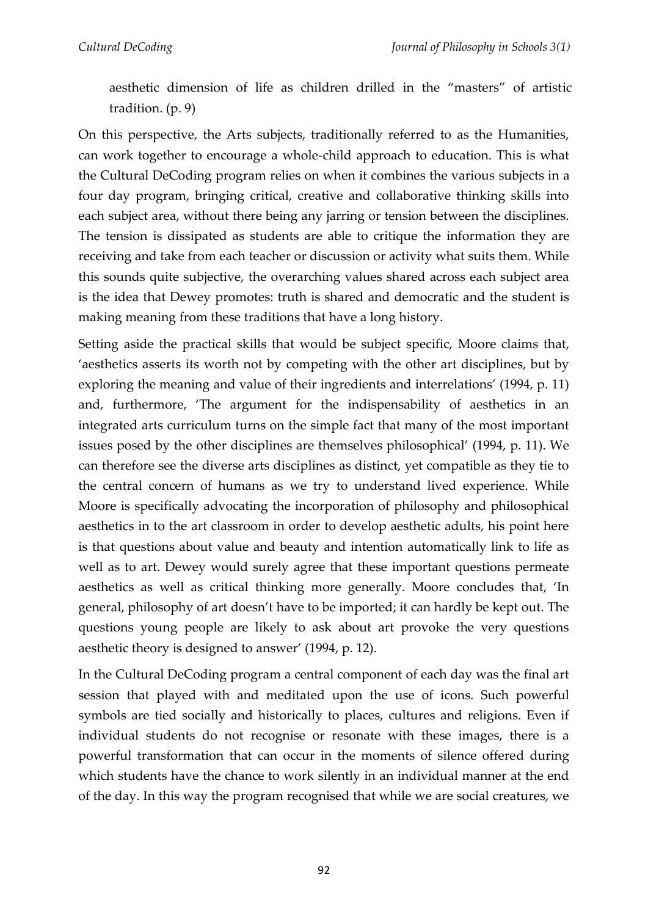aesthetic dimension of life as children drilled in the "masters" of artistic tradition. (p. 9)

On this perspective, the Arts subjects, traditionally referred to as the Humanities, can work together to encourage a whole-child approach to education. This is what the Cultural DeCoding program relies on when it combines the various subjects in a four day program, bringing critical, creative and collaborative thinking skills into each subject area, without there being any jarring or tension between the disciplines. The tension is dissipated as students are able to critique the information they are receiving and take from each teacher or discussion or activity what suits them. While this sounds quite subjective, the overarching values shared across each subject area is the idea that Dewey promotes: truth is shared and democratic and the student is making meaning from these traditions that have a long history.

Setting aside the practical skills that would be subject specific, Moore claims that, 'aesthetics asserts its worth not by competing with the other art disciplines, but by exploring the meaning and value of their ingredients and interrelations' (1994, p. 11) and, furthermore, 'The argument for the indispensability of aesthetics in an integrated arts curriculum turns on the simple fact that many of the most important issues posed by the other disciplines are themselves philosophical' (1994, p. 11). We can therefore see the diverse arts disciplines as distinct, yet compatible as they tie to the central concern of humans as we try to understand lived experience. While Moore is specifically advocating the incorporation of philosophy and philosophical aesthetics in to the art classroom in order to develop aesthetic adults, his point here is that questions about value and beauty and intention automatically link to life as well as to art. Dewey would surely agree that these important questions permeate aesthetics as well as critical thinking more generally. Moore concludes that, 'In general, philosophy of art doesn't have to be imported; it can hardly be kept out. The questions young people are likely to ask about art provoke the very questions aesthetic theory is designed to answer' (1994, p. 12).

In the Cultural DeCoding program a central component of each day was the final art session that played with and meditated upon the use of icons. Such powerful symbols are tied socially and historically to places, cultures and religions. Even if individual students do not recognise or resonate with these images, there is a powerful transformation that can occur in the moments of silence offered during which students have the chance to work silently in an individual manner at the end of the day. In this way the program recognised that while we are social creatures, we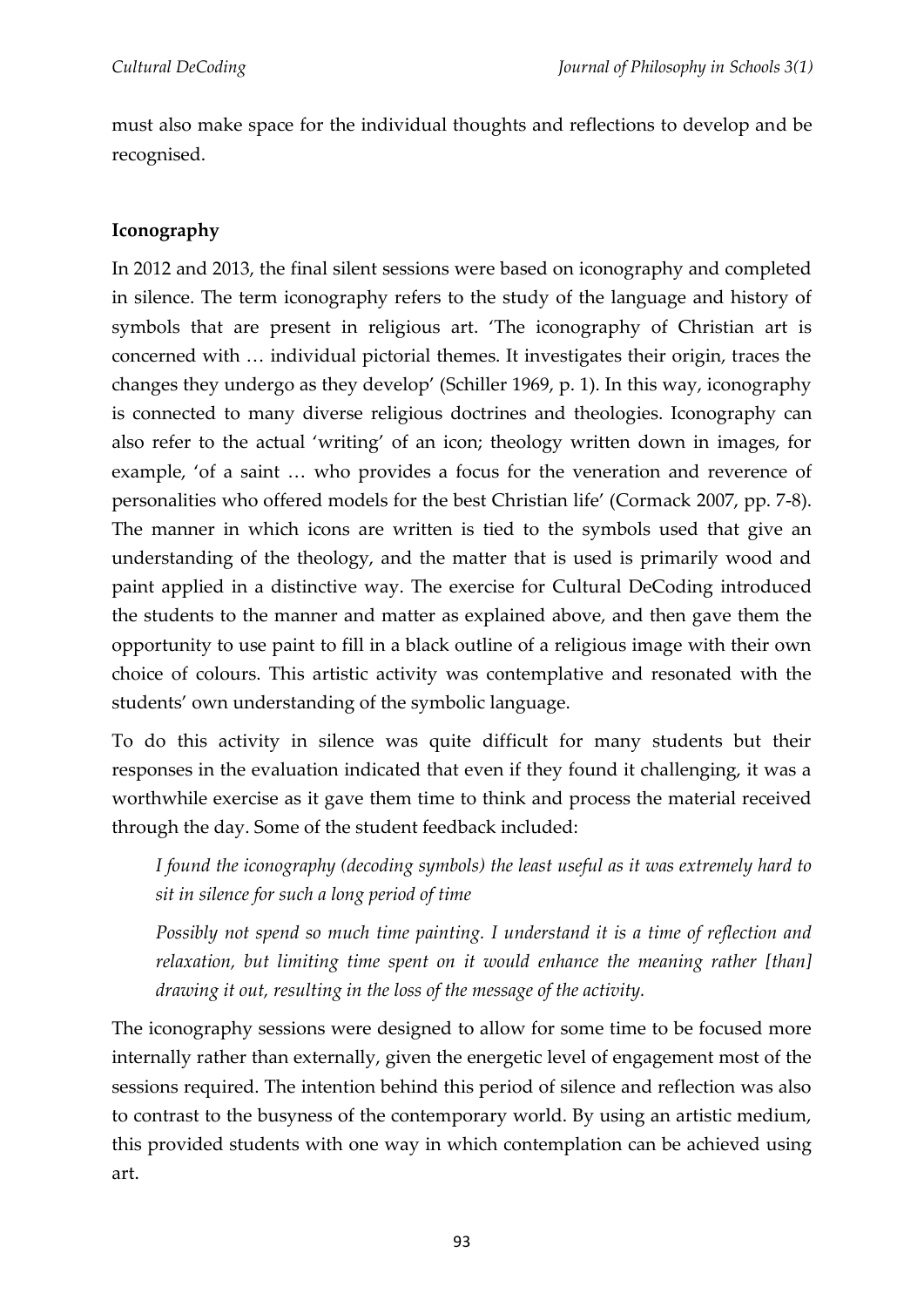must also make space for the individual thoughts and reflections to develop and be recognised.

## Iconography

In 2012 and 2013, the final silent sessions were based on iconography and completed in silence. The term iconography refers to the study of the language and history of symbols that are present in religious art. 'The iconography of Christian art is concerned with … individual pictorial themes. It investigates their origin, traces the changes they undergo as they develop' (Schiller 1969, p. 1). In this way, iconography is connected to many diverse religious doctrines and theologies. Iconography can also refer to the actual 'writing' of an icon; theology written down in images, for example, 'of a saint … who provides a focus for the veneration and reverence of personalities who offered models for the best Christian life' (Cormack 2007, pp. 7-8). The manner in which icons are written is tied to the symbols used that give an understanding of the theology, and the matter that is used is primarily wood and paint applied in a distinctive way. The exercise for Cultural DeCoding introduced the students to the manner and matter as explained above, and then gave them the opportunity to use paint to fill in a black outline of a religious image with their own choice of colours. This artistic activity was contemplative and resonated with the students' own understanding of the symbolic language.

To do this activity in silence was quite difficult for many students but their responses in the evaluation indicated that even if they found it challenging, it was a worthwhile exercise as it gave them time to think and process the material received through the day. Some of the student feedback included:

> *I found the iconography (decoding symbols) the least useful as it was extremely hard to sit in silence for such a long period of time*
>
> *Possibly not spend so much time painting. I understand it is a time of reflection and relaxation, but limiting time spent on it would enhance the meaning rather [than] drawing it out, resulting in the loss of the message of the activity.*

The iconography sessions were designed to allow for some time to be focused more internally rather than externally, given the energetic level of engagement most of the sessions required. The intention behind this period of silence and reflection was also to contrast to the busyness of the contemporary world. By using an artistic medium, this provided students with one way in which contemplation can be achieved using art.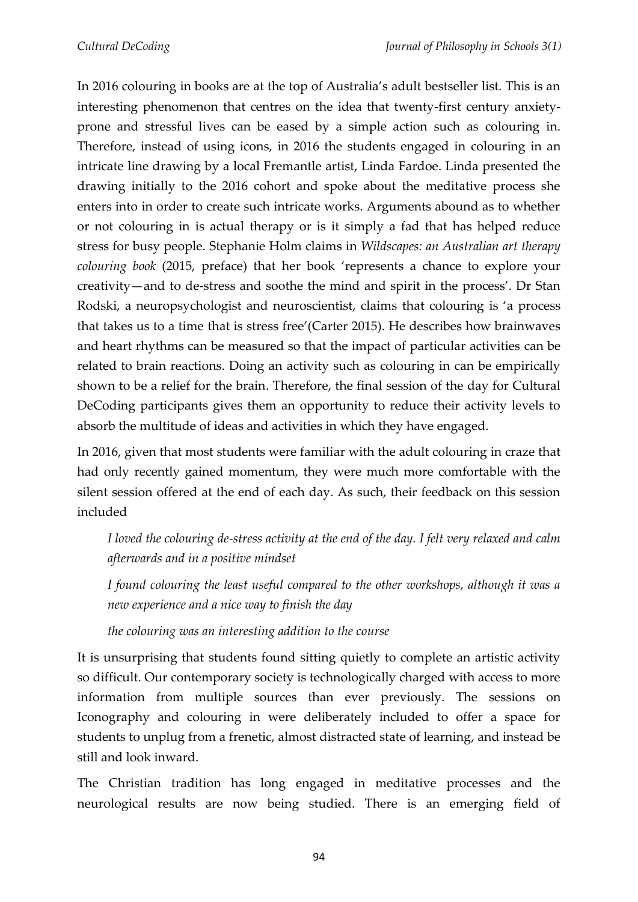In 2016 colouring in books are at the top of Australia's adult bestseller list. This is an interesting phenomenon that centres on the idea that twenty-first century anxiety-prone and stressful lives can be eased by a simple action such as colouring in. Therefore, instead of using icons, in 2016 the students engaged in colouring in an intricate line drawing by a local Fremantle artist, Linda Fardoe. Linda presented the drawing initially to the 2016 cohort and spoke about the meditative process she enters into in order to create such intricate works. Arguments abound as to whether or not colouring in is actual therapy or is it simply a fad that has helped reduce stress for busy people. Stephanie Holm claims in *Wildscapes: an Australian art therapy colouring book* (2015, preface) that her book 'represents a chance to explore your creativity—and to de-stress and soothe the mind and spirit in the process'. Dr Stan Rodski, a neuropsychologist and neuroscientist, claims that colouring is 'a process that takes us to a time that is stress free'(Carter 2015). He describes how brainwaves and heart rhythms can be measured so that the impact of particular activities can be related to brain reactions. Doing an activity such as colouring in can be empirically shown to be a relief for the brain. Therefore, the final session of the day for Cultural DeCoding participants gives them an opportunity to reduce their activity levels to absorb the multitude of ideas and activities in which they have engaged.

In 2016, given that most students were familiar with the adult colouring in craze that had only recently gained momentum, they were much more comfortable with the silent session offered at the end of each day. As such, their feedback on this session included

> *I loved the colouring de-stress activity at the end of the day. I felt very relaxed and calm afterwards and in a positive mindset*
>
> *I found colouring the least useful compared to the other workshops, although it was a new experience and a nice way to finish the day*
>
> *the colouring was an interesting addition to the course*

It is unsurprising that students found sitting quietly to complete an artistic activity so difficult. Our contemporary society is technologically charged with access to more information from multiple sources than ever previously. The sessions on Iconography and colouring in were deliberately included to offer a space for students to unplug from a frenetic, almost distracted state of learning, and instead be still and look inward.

The Christian tradition has long engaged in meditative processes and the neurological results are now being studied. There is an emerging field of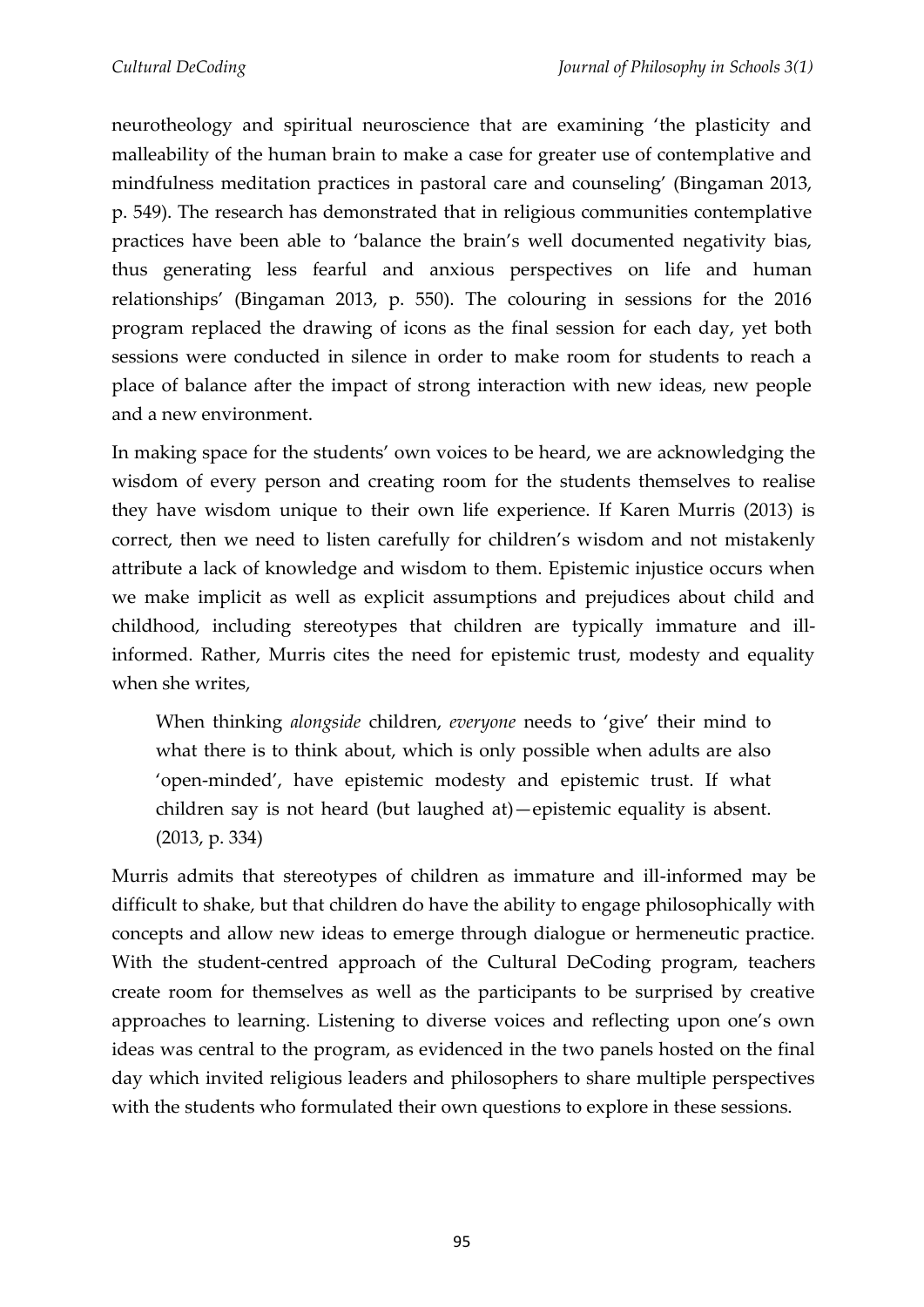neurotheology and spiritual neuroscience that are examining 'the plasticity and malleability of the human brain to make a case for greater use of contemplative and mindfulness meditation practices in pastoral care and counseling' (Bingaman 2013, p. 549). The research has demonstrated that in religious communities contemplative practices have been able to 'balance the brain's well documented negativity bias, thus generating less fearful and anxious perspectives on life and human relationships' (Bingaman 2013, p. 550). The colouring in sessions for the 2016 program replaced the drawing of icons as the final session for each day, yet both sessions were conducted in silence in order to make room for students to reach a place of balance after the impact of strong interaction with new ideas, new people and a new environment.

In making space for the students' own voices to be heard, we are acknowledging the wisdom of every person and creating room for the students themselves to realise they have wisdom unique to their own life experience. If Karen Murris (2013) is correct, then we need to listen carefully for children's wisdom and not mistakenly attribute a lack of knowledge and wisdom to them. Epistemic injustice occurs when we make implicit as well as explicit assumptions and prejudices about child and childhood, including stereotypes that children are typically immature and ill-informed. Rather, Murris cites the need for epistemic trust, modesty and equality when she writes,

> When thinking *alongside* children, *everyone* needs to 'give' their mind to what there is to think about, which is only possible when adults are also 'open-minded', have epistemic modesty and epistemic trust. If what children say is not heard (but laughed at)—epistemic equality is absent. (2013, p. 334)

Murris admits that stereotypes of children as immature and ill-informed may be difficult to shake, but that children do have the ability to engage philosophically with concepts and allow new ideas to emerge through dialogue or hermeneutic practice. With the student-centred approach of the Cultural DeCoding program, teachers create room for themselves as well as the participants to be surprised by creative approaches to learning. Listening to diverse voices and reflecting upon one's own ideas was central to the program, as evidenced in the two panels hosted on the final day which invited religious leaders and philosophers to share multiple perspectives with the students who formulated their own questions to explore in these sessions.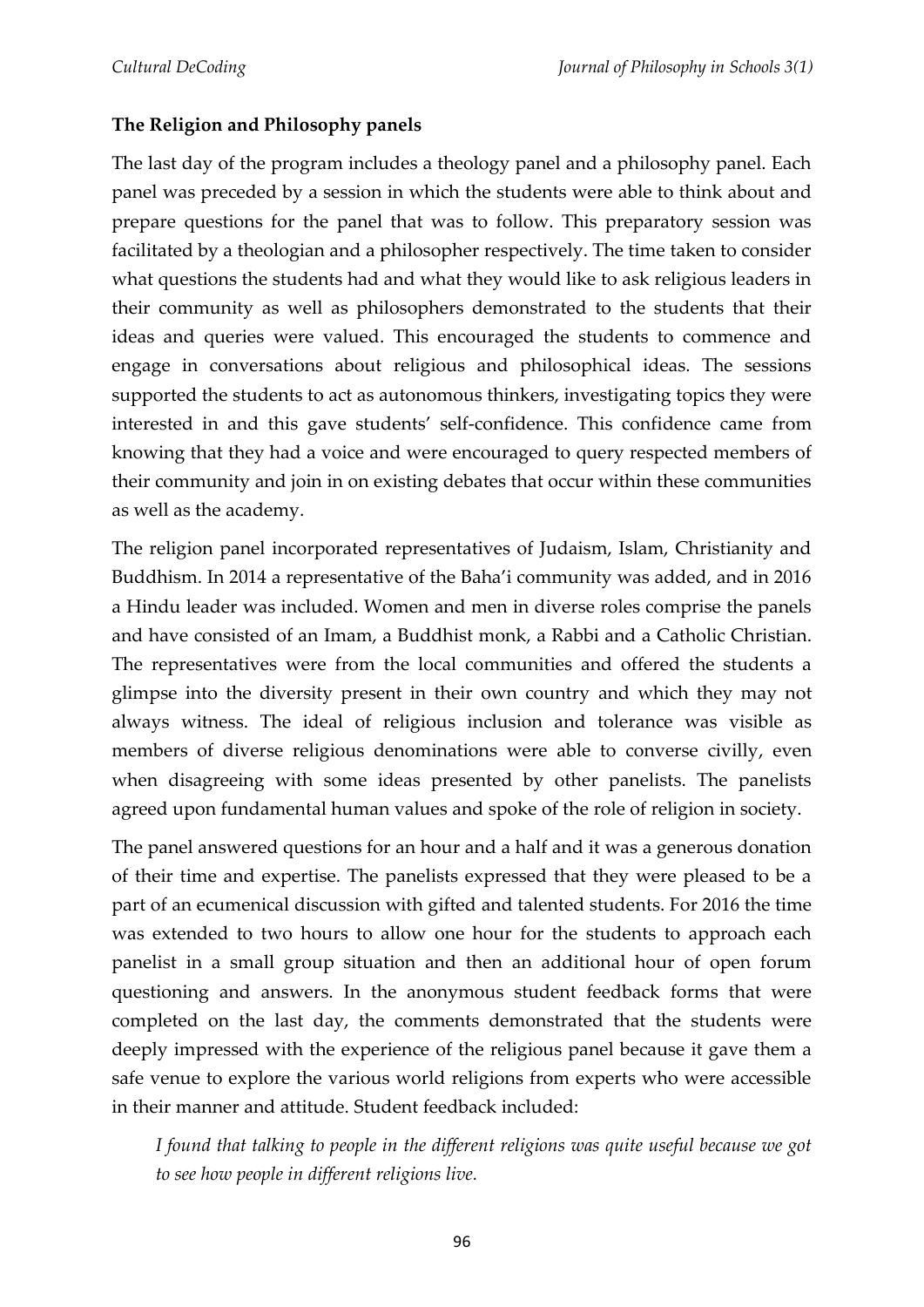**The Religion and Philosophy panels**

The last day of the program includes a theology panel and a philosophy panel. Each panel was preceded by a session in which the students were able to think about and prepare questions for the panel that was to follow. This preparatory session was facilitated by a theologian and a philosopher respectively. The time taken to consider what questions the students had and what they would like to ask religious leaders in their community as well as philosophers demonstrated to the students that their ideas and queries were valued. This encouraged the students to commence and engage in conversations about religious and philosophical ideas. The sessions supported the students to act as autonomous thinkers, investigating topics they were interested in and this gave students' self-confidence. This confidence came from knowing that they had a voice and were encouraged to query respected members of their community and join in on existing debates that occur within these communities as well as the academy.

The religion panel incorporated representatives of Judaism, Islam, Christianity and Buddhism. In 2014 a representative of the Baha'i community was added, and in 2016 a Hindu leader was included. Women and men in diverse roles comprise the panels and have consisted of an Imam, a Buddhist monk, a Rabbi and a Catholic Christian. The representatives were from the local communities and offered the students a glimpse into the diversity present in their own country and which they may not always witness. The ideal of religious inclusion and tolerance was visible as members of diverse religious denominations were able to converse civilly, even when disagreeing with some ideas presented by other panelists. The panelists agreed upon fundamental human values and spoke of the role of religion in society.

The panel answered questions for an hour and a half and it was a generous donation of their time and expertise. The panelists expressed that they were pleased to be a part of an ecumenical discussion with gifted and talented students. For 2016 the time was extended to two hours to allow one hour for the students to approach each panelist in a small group situation and then an additional hour of open forum questioning and answers. In the anonymous student feedback forms that were completed on the last day, the comments demonstrated that the students were deeply impressed with the experience of the religious panel because it gave them a safe venue to explore the various world religions from experts who were accessible in their manner and attitude. Student feedback included:

> *I found that talking to people in the different religions was quite useful because we got to see how people in different religions live.*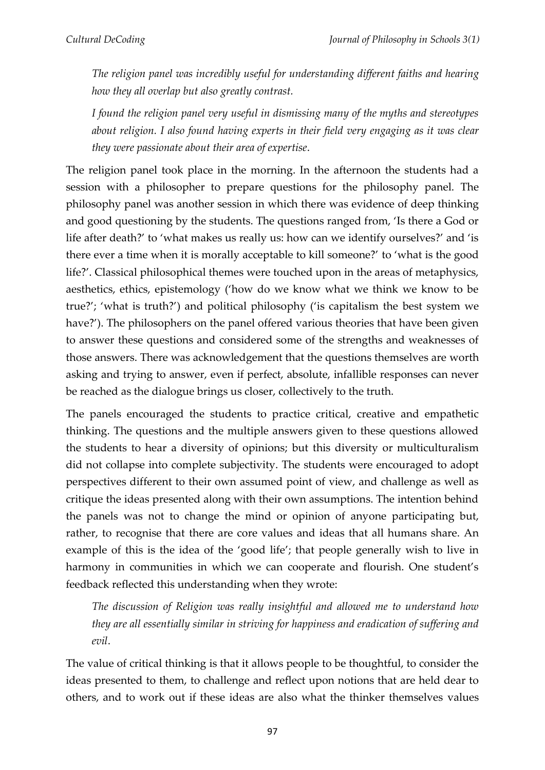*The religion panel was incredibly useful for understanding different faiths and hearing how they all overlap but also greatly contrast.*

*I found the religion panel very useful in dismissing many of the myths and stereotypes about religion. I also found having experts in their field very engaging as it was clear they were passionate about their area of expertise*.

The religion panel took place in the morning. In the afternoon the students had a session with a philosopher to prepare questions for the philosophy panel. The philosophy panel was another session in which there was evidence of deep thinking and good questioning by the students. The questions ranged from, 'Is there a God or life after death?' to 'what makes us really us: how can we identify ourselves?' and 'is there ever a time when it is morally acceptable to kill someone?' to 'what is the good life?'. Classical philosophical themes were touched upon in the areas of metaphysics, aesthetics, ethics, epistemology ('how do we know what we think we know to be true?'; 'what is truth?') and political philosophy ('is capitalism the best system we have?'). The philosophers on the panel offered various theories that have been given to answer these questions and considered some of the strengths and weaknesses of those answers. There was acknowledgement that the questions themselves are worth asking and trying to answer, even if perfect, absolute, infallible responses can never be reached as the dialogue brings us closer, collectively to the truth.

The panels encouraged the students to practice critical, creative and empathetic thinking. The questions and the multiple answers given to these questions allowed the students to hear a diversity of opinions; but this diversity or multiculturalism did not collapse into complete subjectivity. The students were encouraged to adopt perspectives different to their own assumed point of view, and challenge as well as critique the ideas presented along with their own assumptions. The intention behind the panels was not to change the mind or opinion of anyone participating but, rather, to recognise that there are core values and ideas that all humans share. An example of this is the idea of the 'good life'; that people generally wish to live in harmony in communities in which we can cooperate and flourish. One student's feedback reflected this understanding when they wrote:

*The discussion of Religion was really insightful and allowed me to understand how they are all essentially similar in striving for happiness and eradication of suffering and evil*.

The value of critical thinking is that it allows people to be thoughtful, to consider the ideas presented to them, to challenge and reflect upon notions that are held dear to others, and to work out if these ideas are also what the thinker themselves values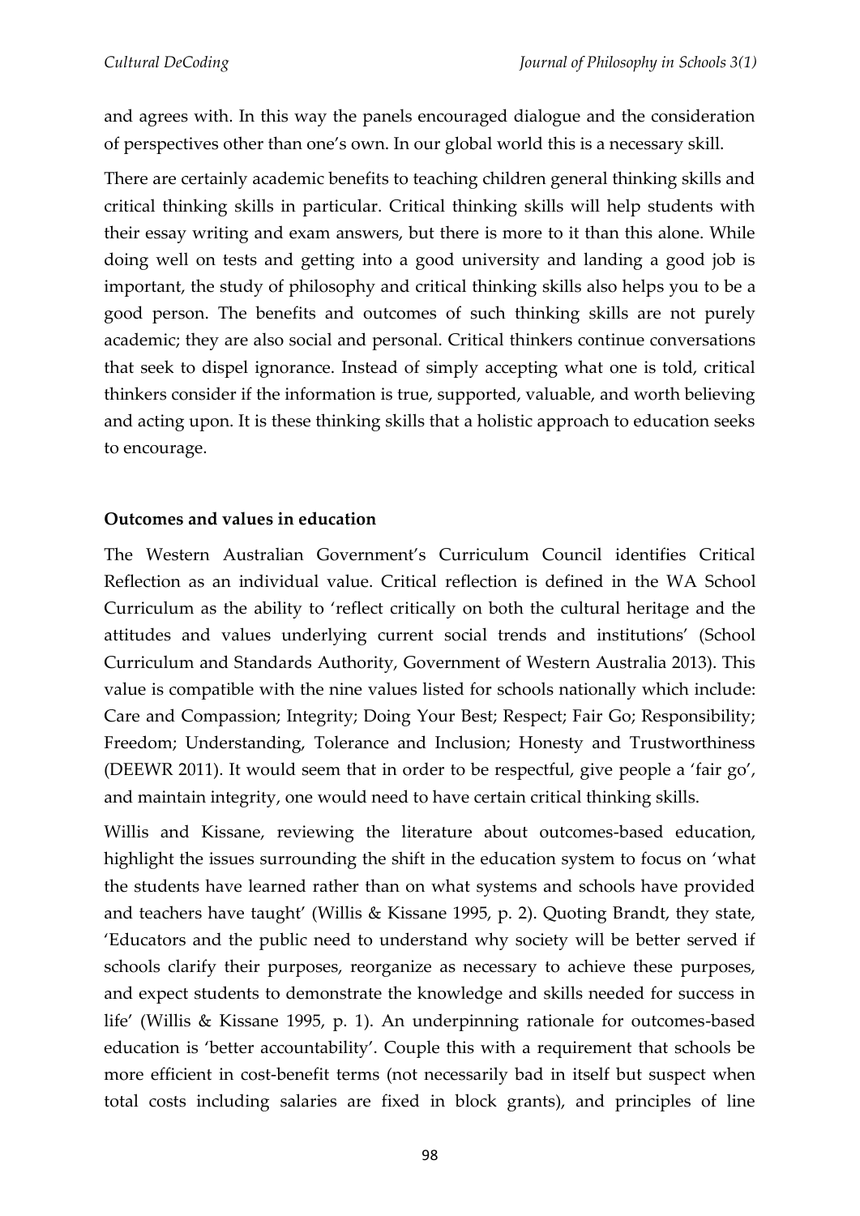and agrees with. In this way the panels encouraged dialogue and the consideration of perspectives other than one's own. In our global world this is a necessary skill.

There are certainly academic benefits to teaching children general thinking skills and critical thinking skills in particular. Critical thinking skills will help students with their essay writing and exam answers, but there is more to it than this alone. While doing well on tests and getting into a good university and landing a good job is important, the study of philosophy and critical thinking skills also helps you to be a good person. The benefits and outcomes of such thinking skills are not purely academic; they are also social and personal. Critical thinkers continue conversations that seek to dispel ignorance. Instead of simply accepting what one is told, critical thinkers consider if the information is true, supported, valuable, and worth believing and acting upon. It is these thinking skills that a holistic approach to education seeks to encourage.

**Outcomes and values in education**

The Western Australian Government's Curriculum Council identifies Critical Reflection as an individual value. Critical reflection is defined in the WA School Curriculum as the ability to 'reflect critically on both the cultural heritage and the attitudes and values underlying current social trends and institutions' (School Curriculum and Standards Authority, Government of Western Australia 2013). This value is compatible with the nine values listed for schools nationally which include: Care and Compassion; Integrity; Doing Your Best; Respect; Fair Go; Responsibility; Freedom; Understanding, Tolerance and Inclusion; Honesty and Trustworthiness (DEEWR 2011). It would seem that in order to be respectful, give people a 'fair go', and maintain integrity, one would need to have certain critical thinking skills.

Willis and Kissane, reviewing the literature about outcomes-based education, highlight the issues surrounding the shift in the education system to focus on 'what the students have learned rather than on what systems and schools have provided and teachers have taught' (Willis & Kissane 1995, p. 2). Quoting Brandt, they state, 'Educators and the public need to understand why society will be better served if schools clarify their purposes, reorganize as necessary to achieve these purposes, and expect students to demonstrate the knowledge and skills needed for success in life' (Willis & Kissane 1995, p. 1). An underpinning rationale for outcomes-based education is 'better accountability'. Couple this with a requirement that schools be more efficient in cost-benefit terms (not necessarily bad in itself but suspect when total costs including salaries are fixed in block grants), and principles of line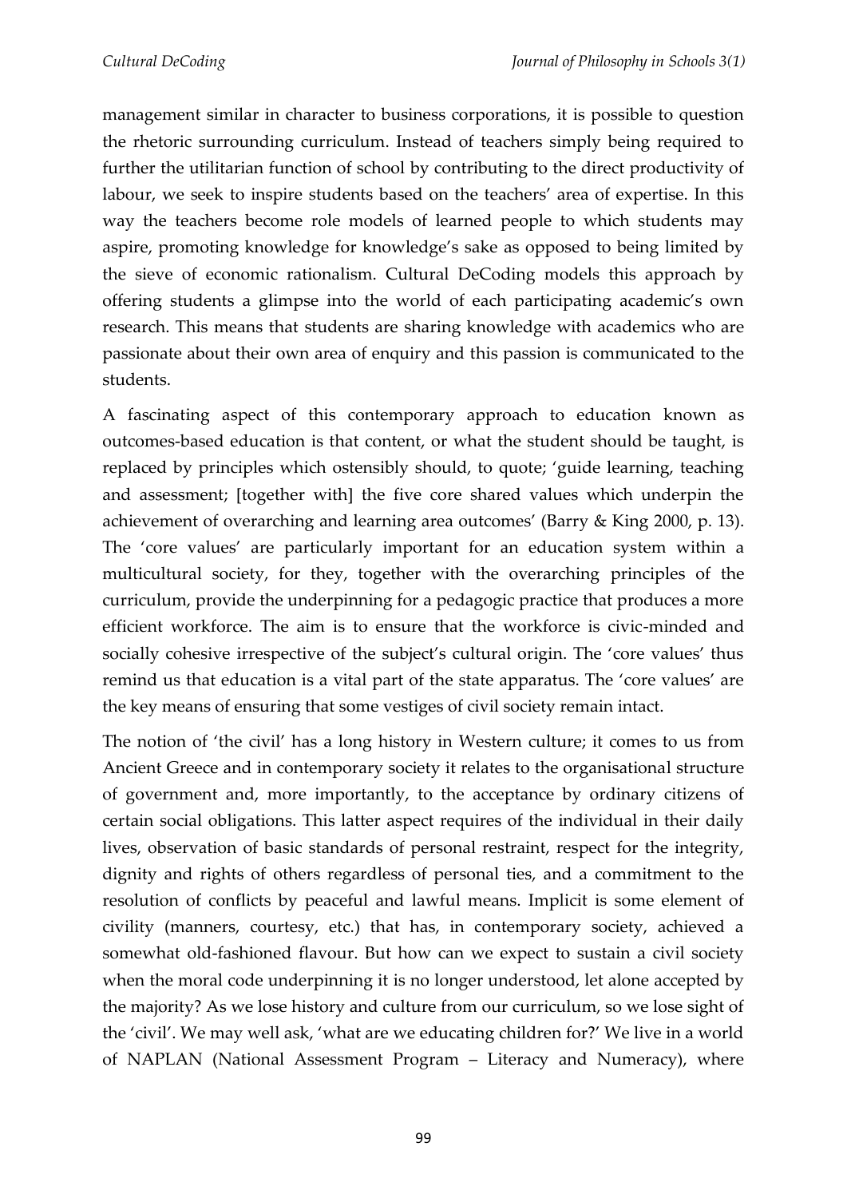management similar in character to business corporations, it is possible to question the rhetoric surrounding curriculum. Instead of teachers simply being required to further the utilitarian function of school by contributing to the direct productivity of labour, we seek to inspire students based on the teachers' area of expertise. In this way the teachers become role models of learned people to which students may aspire, promoting knowledge for knowledge's sake as opposed to being limited by the sieve of economic rationalism. Cultural DeCoding models this approach by offering students a glimpse into the world of each participating academic's own research. This means that students are sharing knowledge with academics who are passionate about their own area of enquiry and this passion is communicated to the students.

A fascinating aspect of this contemporary approach to education known as outcomes-based education is that content, or what the student should be taught, is replaced by principles which ostensibly should, to quote; 'guide learning, teaching and assessment; [together with] the five core shared values which underpin the achievement of overarching and learning area outcomes' (Barry & King 2000, p. 13). The 'core values' are particularly important for an education system within a multicultural society, for they, together with the overarching principles of the curriculum, provide the underpinning for a pedagogic practice that produces a more efficient workforce. The aim is to ensure that the workforce is civic-minded and socially cohesive irrespective of the subject's cultural origin. The 'core values' thus remind us that education is a vital part of the state apparatus. The 'core values' are the key means of ensuring that some vestiges of civil society remain intact.

The notion of 'the civil' has a long history in Western culture; it comes to us from Ancient Greece and in contemporary society it relates to the organisational structure of government and, more importantly, to the acceptance by ordinary citizens of certain social obligations. This latter aspect requires of the individual in their daily lives, observation of basic standards of personal restraint, respect for the integrity, dignity and rights of others regardless of personal ties, and a commitment to the resolution of conflicts by peaceful and lawful means. Implicit is some element of civility (manners, courtesy, etc.) that has, in contemporary society, achieved a somewhat old-fashioned flavour. But how can we expect to sustain a civil society when the moral code underpinning it is no longer understood, let alone accepted by the majority? As we lose history and culture from our curriculum, so we lose sight of the 'civil'. We may well ask, 'what are we educating children for?' We live in a world of NAPLAN (National Assessment Program – Literacy and Numeracy), where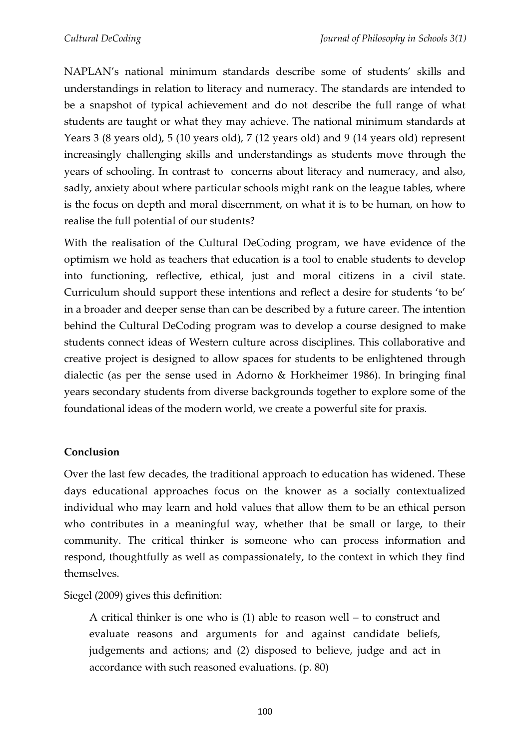NAPLAN's national minimum standards describe some of students' skills and understandings in relation to literacy and numeracy. The standards are intended to be a snapshot of typical achievement and do not describe the full range of what students are taught or what they may achieve. The national minimum standards at Years 3 (8 years old), 5 (10 years old), 7 (12 years old) and 9 (14 years old) represent increasingly challenging skills and understandings as students move through the years of schooling. In contrast to concerns about literacy and numeracy, and also, sadly, anxiety about where particular schools might rank on the league tables, where is the focus on depth and moral discernment, on what it is to be human, on how to realise the full potential of our students?

With the realisation of the Cultural DeCoding program, we have evidence of the optimism we hold as teachers that education is a tool to enable students to develop into functioning, reflective, ethical, just and moral citizens in a civil state. Curriculum should support these intentions and reflect a desire for students 'to be' in a broader and deeper sense than can be described by a future career. The intention behind the Cultural DeCoding program was to develop a course designed to make students connect ideas of Western culture across disciplines. This collaborative and creative project is designed to allow spaces for students to be enlightened through dialectic (as per the sense used in Adorno & Horkheimer 1986). In bringing final years secondary students from diverse backgrounds together to explore some of the foundational ideas of the modern world, we create a powerful site for praxis.

**Conclusion**

Over the last few decades, the traditional approach to education has widened. These days educational approaches focus on the knower as a socially contextualized individual who may learn and hold values that allow them to be an ethical person who contributes in a meaningful way, whether that be small or large, to their community. The critical thinker is someone who can process information and respond, thoughtfully as well as compassionately, to the context in which they find themselves.

Siegel (2009) gives this definition:

> A critical thinker is one who is (1) able to reason well – to construct and evaluate reasons and arguments for and against candidate beliefs, judgements and actions; and (2) disposed to believe, judge and act in accordance with such reasoned evaluations. (p. 80)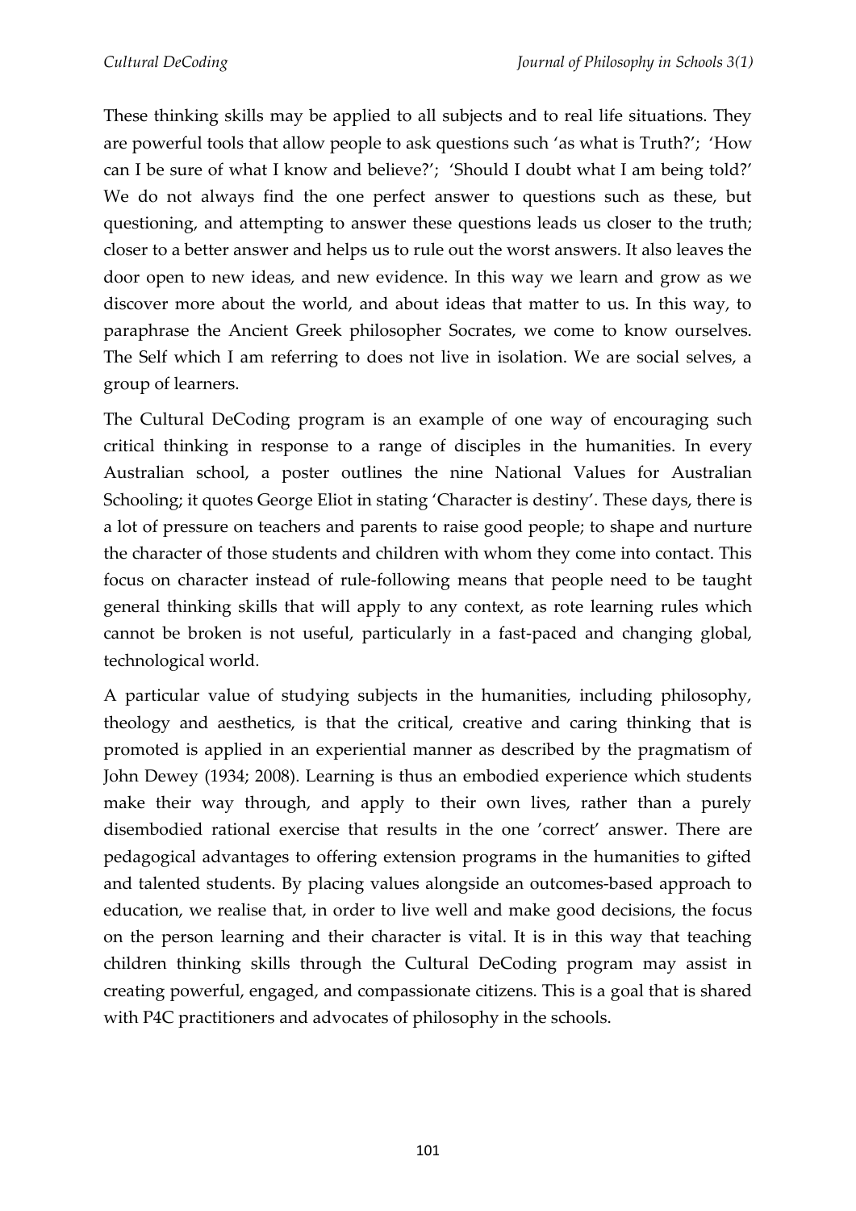These thinking skills may be applied to all subjects and to real life situations. They are powerful tools that allow people to ask questions such 'as what is Truth?'; 'How can I be sure of what I know and believe?'; 'Should I doubt what I am being told?' We do not always find the one perfect answer to questions such as these, but questioning, and attempting to answer these questions leads us closer to the truth; closer to a better answer and helps us to rule out the worst answers. It also leaves the door open to new ideas, and new evidence. In this way we learn and grow as we discover more about the world, and about ideas that matter to us. In this way, to paraphrase the Ancient Greek philosopher Socrates, we come to know ourselves. The Self which I am referring to does not live in isolation. We are social selves, a group of learners.

The Cultural DeCoding program is an example of one way of encouraging such critical thinking in response to a range of disciples in the humanities. In every Australian school, a poster outlines the nine National Values for Australian Schooling; it quotes George Eliot in stating 'Character is destiny'. These days, there is a lot of pressure on teachers and parents to raise good people; to shape and nurture the character of those students and children with whom they come into contact. This focus on character instead of rule-following means that people need to be taught general thinking skills that will apply to any context, as rote learning rules which cannot be broken is not useful, particularly in a fast-paced and changing global, technological world.

A particular value of studying subjects in the humanities, including philosophy, theology and aesthetics, is that the critical, creative and caring thinking that is promoted is applied in an experiential manner as described by the pragmatism of John Dewey (1934; 2008). Learning is thus an embodied experience which students make their way through, and apply to their own lives, rather than a purely disembodied rational exercise that results in the one 'correct' answer. There are pedagogical advantages to offering extension programs in the humanities to gifted and talented students. By placing values alongside an outcomes-based approach to education, we realise that, in order to live well and make good decisions, the focus on the person learning and their character is vital. It is in this way that teaching children thinking skills through the Cultural DeCoding program may assist in creating powerful, engaged, and compassionate citizens. This is a goal that is shared with P4C practitioners and advocates of philosophy in the schools.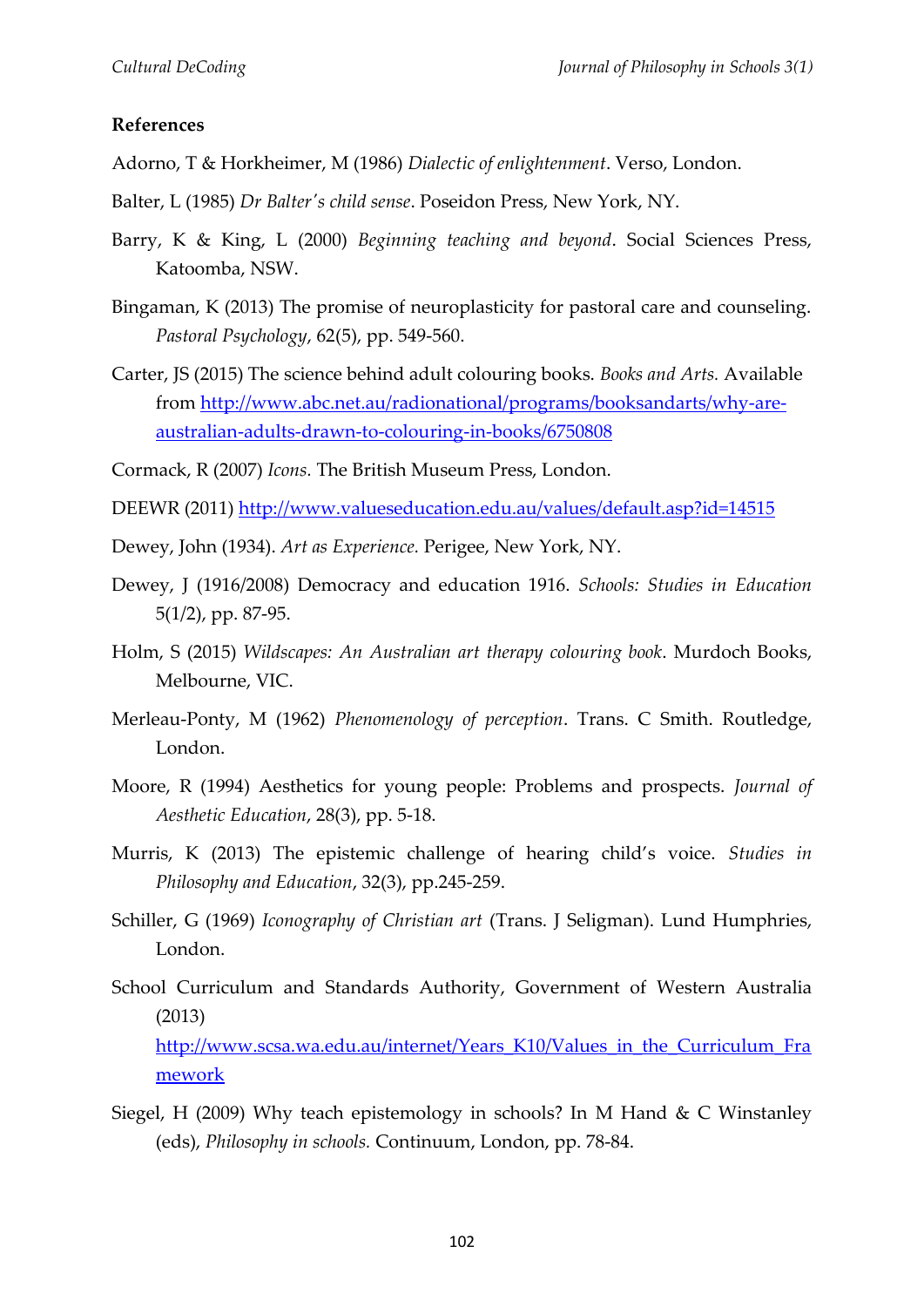**References**

Adorno, T & Horkheimer, M (1986) *Dialectic of enlightenment*. Verso, London.

Balter, L (1985) *Dr Balter's child sense*. Poseidon Press, New York, NY.

Barry, K & King, L (2000) *Beginning teaching and beyond*. Social Sciences Press, Katoomba, NSW.

Bingaman, K (2013) The promise of neuroplasticity for pastoral care and counseling. *Pastoral Psychology*, 62(5), pp. 549-560.

Carter, JS (2015) The science behind adult colouring books. *Books and Arts.* Available from http://www.abc.net.au/radionational/programs/booksandarts/why-are-australian-adults-drawn-to-colouring-in-books/6750808

Cormack, R (2007) *Icons.* The British Museum Press, London.

DEEWR (2011) http://www.valueseducation.edu.au/values/default.asp?id=14515

Dewey, John (1934). *Art as Experience.* Perigee, New York, NY.

Dewey, J (1916/2008) Democracy and education 1916. *Schools: Studies in Education* 5(1/2), pp. 87-95.

Holm, S (2015) *Wildscapes: An Australian art therapy colouring book*. Murdoch Books, Melbourne, VIC.

Merleau-Ponty, M (1962) *Phenomenology of perception*. Trans. C Smith. Routledge, London.

Moore, R (1994) Aesthetics for young people: Problems and prospects. *Journal of Aesthetic Education*, 28(3), pp. 5-18.

Murris, K (2013) The epistemic challenge of hearing child's voice. *Studies in Philosophy and Education*, 32(3), pp.245-259.

Schiller, G (1969) *Iconography of Christian art* (Trans. J Seligman). Lund Humphries, London.

School Curriculum and Standards Authority, Government of Western Australia (2013) http://www.scsa.wa.edu.au/internet/Years_K10/Values_in_the_Curriculum_Framework

Siegel, H (2009) Why teach epistemology in schools? In M Hand & C Winstanley (eds), *Philosophy in schools.* Continuum, London, pp. 78-84.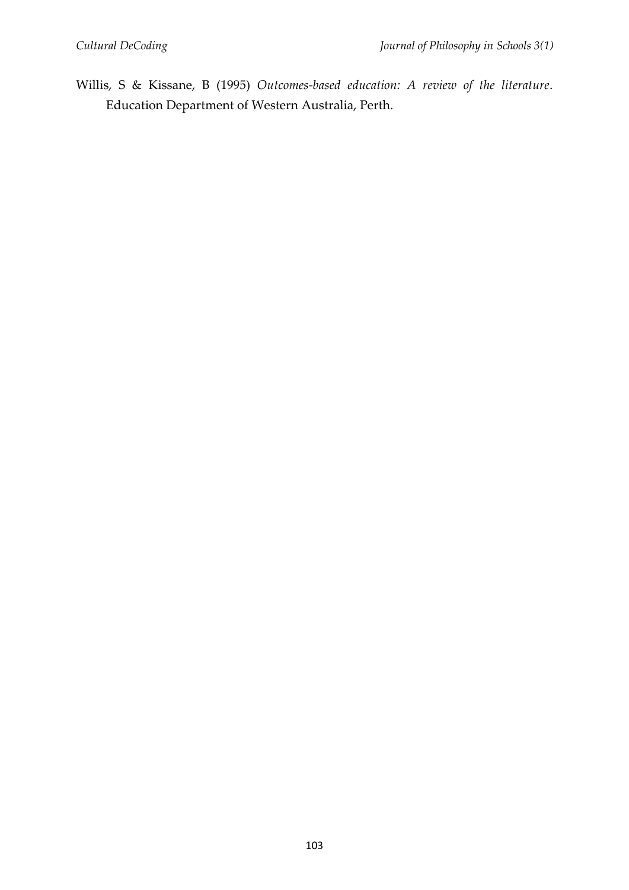Willis, S & Kissane, B (1995) *Outcomes-based education: A review of the literature*. Education Department of Western Australia, Perth.